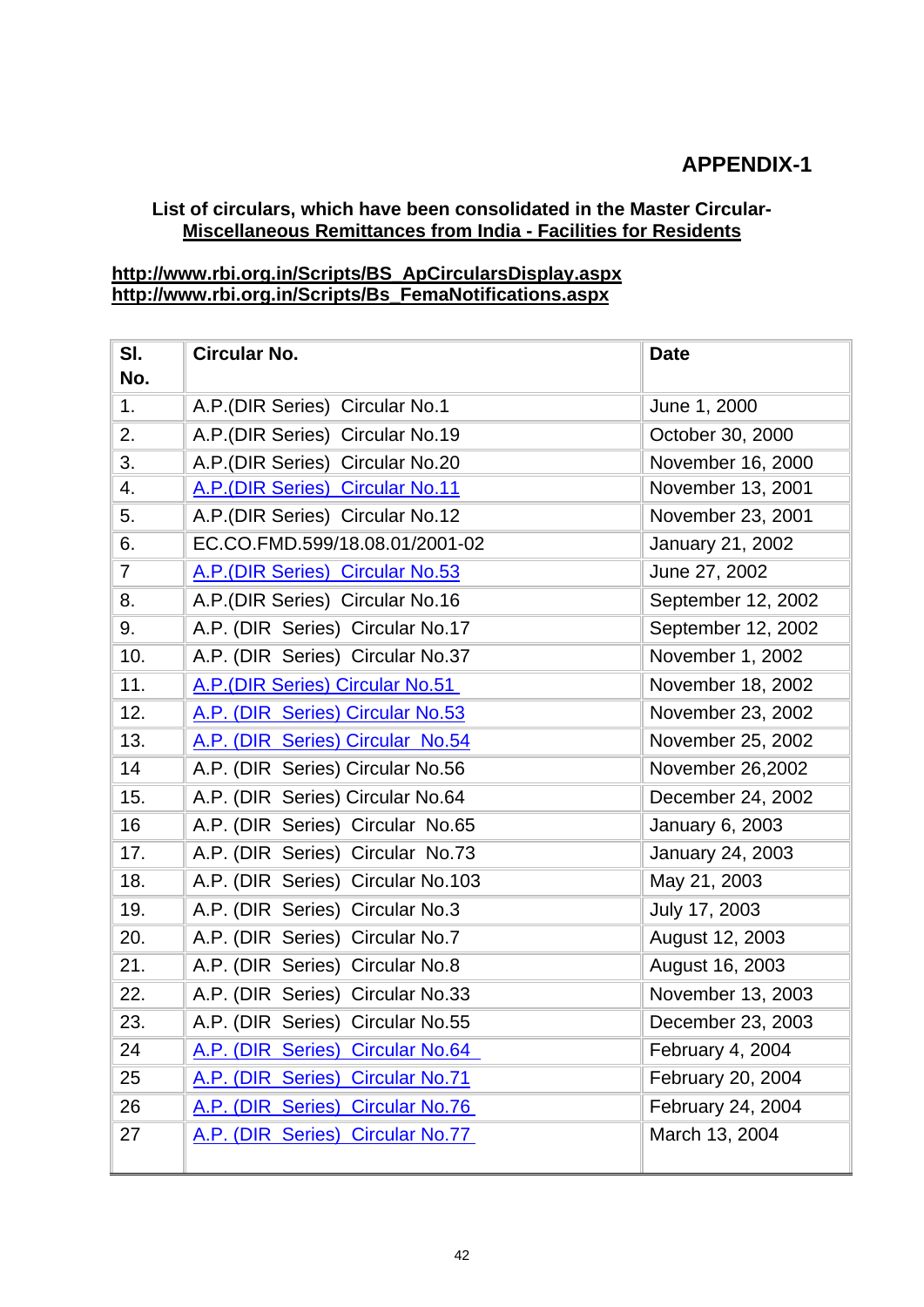## APPENDIX-1

**List of circulars, which have been consolidated in the Master Circular-**
**Miscellaneous Remittances from India - Facilities for Residents**

**http://www.rbi.org.in/Scripts/BS_ApCircularsDisplay.aspx**
**http://www.rbi.org.in/Scripts/Bs_FemaNotifications.aspx**

| Sl. No. | Circular No. | Date |
|---|---|---|
| 1. | A.P.(DIR Series) Circular No.1 | June 1, 2000 |
| 2. | A.P.(DIR Series) Circular No.19 | October 30, 2000 |
| 3. | A.P.(DIR Series) Circular No.20 | November 16, 2000 |
| 4. | A.P.(DIR Series) Circular No.11 | November 13, 2001 |
| 5. | A.P.(DIR Series) Circular No.12 | November 23, 2001 |
| 6. | EC.CO.FMD.599/18.08.01/2001-02 | January 21, 2002 |
| 7 | A.P.(DIR Series) Circular No.53 | June 27, 2002 |
| 8. | A.P.(DIR Series) Circular No.16 | September 12, 2002 |
| 9. | A.P. (DIR Series) Circular No.17 | September 12, 2002 |
| 10. | A.P. (DIR Series) Circular No.37 | November 1, 2002 |
| 11. | A.P.(DIR Series) Circular No.51 | November 18, 2002 |
| 12. | A.P. (DIR Series) Circular No.53 | November 23, 2002 |
| 13. | A.P. (DIR Series) Circular No.54 | November 25, 2002 |
| 14 | A.P. (DIR Series) Circular No.56 | November 26,2002 |
| 15. | A.P. (DIR Series) Circular No.64 | December 24, 2002 |
| 16 | A.P. (DIR Series) Circular No.65 | January 6, 2003 |
| 17. | A.P. (DIR Series) Circular No.73 | January 24, 2003 |
| 18. | A.P. (DIR Series) Circular No.103 | May 21, 2003 |
| 19. | A.P. (DIR Series) Circular No.3 | July 17, 2003 |
| 20. | A.P. (DIR Series) Circular No.7 | August 12, 2003 |
| 21. | A.P. (DIR Series) Circular No.8 | August 16, 2003 |
| 22. | A.P. (DIR Series) Circular No.33 | November 13, 2003 |
| 23. | A.P. (DIR Series) Circular No.55 | December 23, 2003 |
| 24 | A.P. (DIR Series) Circular No.64 | February 4, 2004 |
| 25 | A.P. (DIR Series) Circular No.71 | February 20, 2004 |
| 26 | A.P. (DIR Series) Circular No.76 | February 24, 2004 |
| 27 | A.P. (DIR Series) Circular No.77 | March 13, 2004 |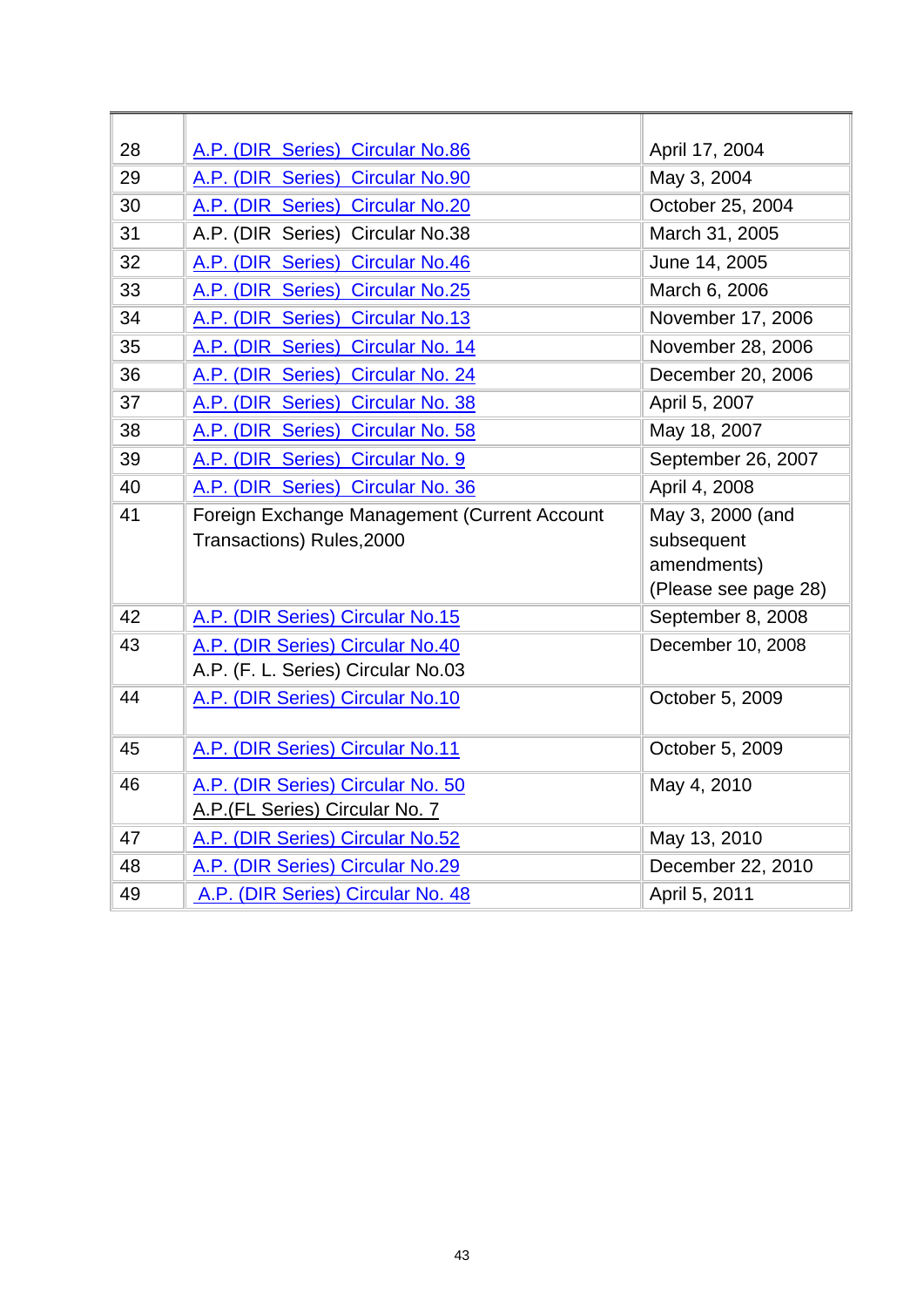| | | |
|---|---|---|
| 28 | A.P. (DIR Series) Circular No.86 | April 17, 2004 |
| 29 | A.P. (DIR Series) Circular No.90 | May 3, 2004 |
| 30 | A.P. (DIR Series) Circular No.20 | October 25, 2004 |
| 31 | A.P. (DIR Series) Circular No.38 | March 31, 2005 |
| 32 | A.P. (DIR Series) Circular No.46 | June 14, 2005 |
| 33 | A.P. (DIR Series) Circular No.25 | March 6, 2006 |
| 34 | A.P. (DIR Series) Circular No.13 | November 17, 2006 |
| 35 | A.P. (DIR Series) Circular No. 14 | November 28, 2006 |
| 36 | A.P. (DIR Series) Circular No. 24 | December 20, 2006 |
| 37 | A.P. (DIR Series) Circular No. 38 | April 5, 2007 |
| 38 | A.P. (DIR Series) Circular No. 58 | May 18, 2007 |
| 39 | A.P. (DIR Series) Circular No. 9 | September 26, 2007 |
| 40 | A.P. (DIR Series) Circular No. 36 | April 4, 2008 |
| 41 | Foreign Exchange Management (Current Account Transactions) Rules,2000 | May 3, 2000 (and subsequent amendments) (Please see page 28) |
| 42 | A.P. (DIR Series) Circular No.15 | September 8, 2008 |
| 43 | A.P. (DIR Series) Circular No.40<br>A.P. (F. L. Series) Circular No.03 | December 10, 2008 |
| 44 | A.P. (DIR Series) Circular No.10 | October 5, 2009 |
| 45 | A.P. (DIR Series) Circular No.11 | October 5, 2009 |
| 46 | A.P. (DIR Series) Circular No. 50<br>A.P.(FL Series) Circular No. 7 | May 4, 2010 |
| 47 | A.P. (DIR Series) Circular No.52 | May 13, 2010 |
| 48 | A.P. (DIR Series) Circular No.29 | December 22, 2010 |
| 49 | A.P. (DIR Series) Circular No. 48 | April 5, 2011 |